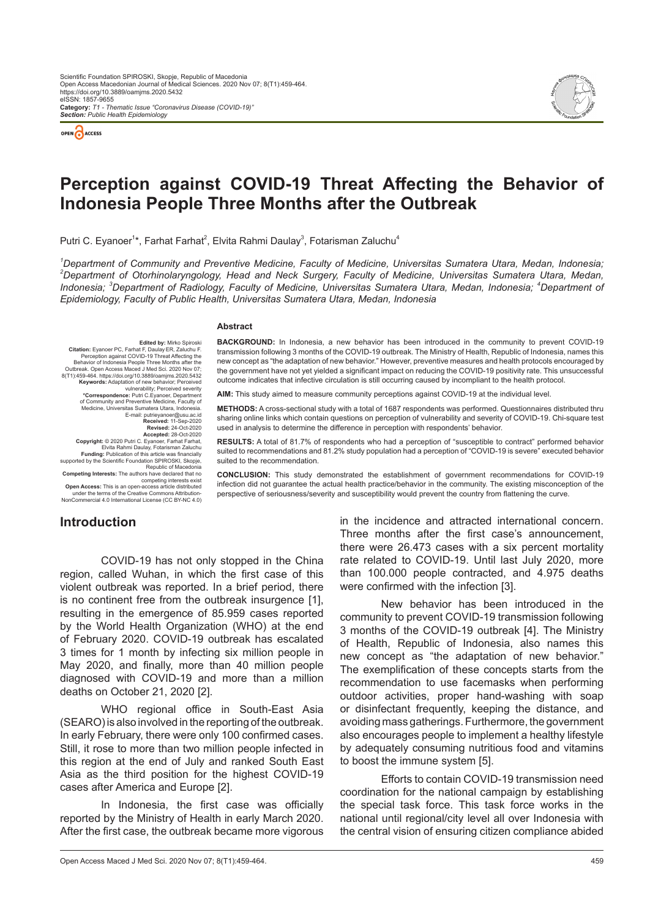Scientific Foundation SPIROSKI, Skopje, Republic of Macedonia
Open Access Macedonian Journal of Medical Sciences. 2020 Nov 07; 8(T1):459-464.
https://doi.org/10.3889/oamjms.2020.5432
eISSN: 1857-9655
**Category:** *T1 - Thematic Issue "Coronavirus Disease (COVID-19)"*
***Section:*** *Public Health Epidemiology*

# Perception against COVID-19 Threat Affecting the Behavior of Indonesia People Three Months after the Outbreak

Putri C. Eyanoer[1]*, Farhat Farhat[2], Elvita Rahmi Daulay[3], Fotarisman Zaluchu[4]

*[1]Department of Community and Preventive Medicine, Faculty of Medicine, Universitas Sumatera Utara, Medan, Indonesia; [2]Department of Otorhinolaryngology, Head and Neck Surgery, Faculty of Medicine, Universitas Sumatera Utara, Medan, Indonesia; [3]Department of Radiology, Faculty of Medicine, Universitas Sumatera Utara, Medan, Indonesia; [4]Department of Epidemiology, Faculty of Public Health, Universitas Sumatera Utara, Medan, Indonesia*

**Edited by:** Mirko Spiroski
**Citation:** Eyanoer PC, Farhat F, Daulay ER, Zaluchu F. Perception against COVID-19 Threat Affecting the Behavior of Indonesia People Three Months after the Outbreak. Open Access Maced J Med Sci. 2020 Nov 07; 8(T1):459-464. https://doi.org/10.3889/oamjms.2020.5432
**Keywords:** Adaptation of new behavior; Perceived vulnerability; Perceived severity
***Correspondence:** Putri C.Eyanoer, Department of Community and Preventive Medicine, Faculty of Medicine, Universitas Sumatera Utara, Indonesia. E-mail: putrieyanoer@usu.ac.id
**Received:** 11-Sep-2020
**Revised:** 24-Oct-2020
**Accepted:** 28-Oct-2020
**Copyright:** © 2020 Putri C. Eyanoer, Farhat Farhat, Elvita Rahmi Daulay, Fotarisman Zaluchu
**Funding:** Publication of this article was financially supported by the Scientific Foundation SPIROSKI, Skopje, Republic of Macedonia
**Competing Interests:** The authors have declared that no competing interests exist
**Open Access:** This is an open-access article distributed under the terms of the Creative Commons Attribution-NonCommercial 4.0 International License (CC BY-NC 4.0)

## Abstract

**BACKGROUND:** In Indonesia, a new behavior has been introduced in the community to prevent COVID-19 transmission following 3 months of the COVID-19 outbreak. The Ministry of Health, Republic of Indonesia, names this new concept as "the adaptation of new behavior." However, preventive measures and health protocols encouraged by the government have not yet yielded a significant impact on reducing the COVID-19 positivity rate. This unsuccessful outcome indicates that infective circulation is still occurring caused by incompliant to the health protocol.

**AIM:** This study aimed to measure community perceptions against COVID-19 at the individual level.

**METHODS:** A cross-sectional study with a total of 1687 respondents was performed. Questionnaires distributed thru sharing online links which contain questions on perception of vulnerability and severity of COVID-19. Chi-square test used in analysis to determine the difference in perception with respondents' behavior.

**RESULTS:** A total of 81.7% of respondents who had a perception of "susceptible to contract" performed behavior suited to recommendations and 81.2% study population had a perception of "COVID-19 is severe" executed behavior suited to the recommendation.

**CONCLUSION:** This study demonstrated the establishment of government recommendations for COVID-19 infection did not guarantee the actual health practice/behavior in the community. The existing misconception of the perspective of seriousness/severity and susceptibility would prevent the country from flattening the curve.

## Introduction

COVID-19 has not only stopped in the China region, called Wuhan, in which the first case of this violent outbreak was reported. In a brief period, there is no continent free from the outbreak insurgence [1], resulting in the emergence of 85.959 cases reported by the World Health Organization (WHO) at the end of February 2020. COVID-19 outbreak has escalated 3 times for 1 month by infecting six million people in May 2020, and finally, more than 40 million people diagnosed with COVID-19 and more than a million deaths on October 21, 2020 [2].

WHO regional office in South-East Asia (SEARO) is also involved in the reporting of the outbreak. In early February, there were only 100 confirmed cases. Still, it rose to more than two million people infected in this region at the end of July and ranked South East Asia as the third position for the highest COVID-19 cases after America and Europe [2].

In Indonesia, the first case was officially reported by the Ministry of Health in early March 2020. After the first case, the outbreak became more vigorous in the incidence and attracted international concern. Three months after the first case's announcement, there were 26.473 cases with a six percent mortality rate related to COVID-19. Until last July 2020, more than 100.000 people contracted, and 4.975 deaths were confirmed with the infection [3].

New behavior has been introduced in the community to prevent COVID-19 transmission following 3 months of the COVID-19 outbreak [4]. The Ministry of Health, Republic of Indonesia, also names this new concept as "the adaptation of new behavior." The exemplification of these concepts starts from the recommendation to use facemasks when performing outdoor activities, proper hand-washing with soap or disinfectant frequently, keeping the distance, and avoiding mass gatherings. Furthermore, the government also encourages people to implement a healthy lifestyle by adequately consuming nutritious food and vitamins to boost the immune system [5].

Efforts to contain COVID-19 transmission need coordination for the national campaign by establishing the special task force. This task force works in the national until regional/city level all over Indonesia with the central vision of ensuring citizen compliance abided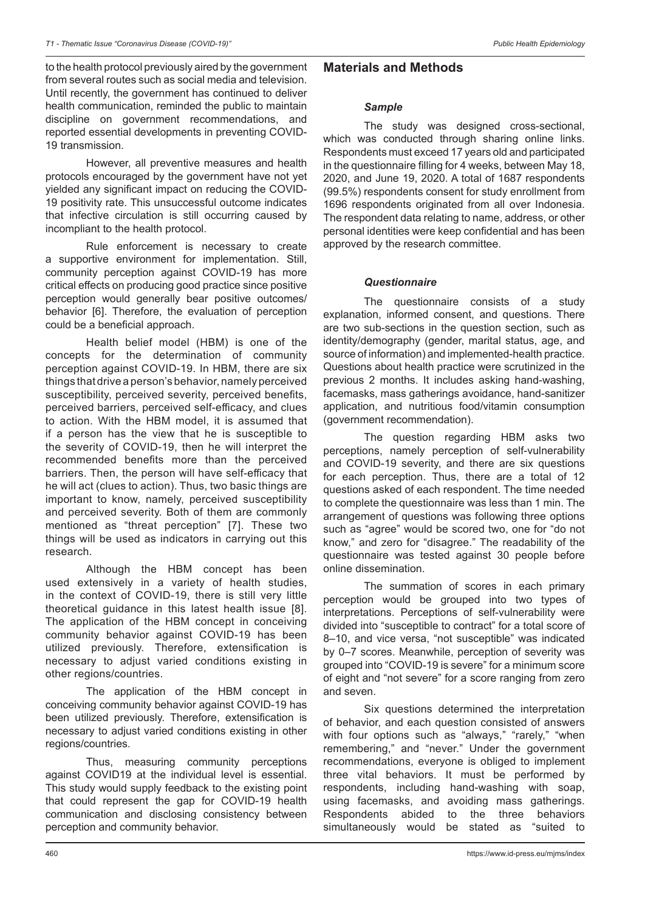to the health protocol previously aired by the government from several routes such as social media and television. Until recently, the government has continued to deliver health communication, reminded the public to maintain discipline on government recommendations, and reported essential developments in preventing COVID-19 transmission.

However, all preventive measures and health protocols encouraged by the government have not yet yielded any significant impact on reducing the COVID-19 positivity rate. This unsuccessful outcome indicates that infective circulation is still occurring caused by incompliant to the health protocol.

Rule enforcement is necessary to create a supportive environment for implementation. Still, community perception against COVID-19 has more critical effects on producing good practice since positive perception would generally bear positive outcomes/ behavior [6]. Therefore, the evaluation of perception could be a beneficial approach.

Health belief model (HBM) is one of the concepts for the determination of community perception against COVID-19. In HBM, there are six things that drive a person's behavior, namely perceived susceptibility, perceived severity, perceived benefits, perceived barriers, perceived self-efficacy, and clues to action. With the HBM model, it is assumed that if a person has the view that he is susceptible to the severity of COVID-19, then he will interpret the recommended benefits more than the perceived barriers. Then, the person will have self-efficacy that he will act (clues to action). Thus, two basic things are important to know, namely, perceived susceptibility and perceived severity. Both of them are commonly mentioned as "threat perception" [7]. These two things will be used as indicators in carrying out this research.

Although the HBM concept has been used extensively in a variety of health studies, in the context of COVID-19, there is still very little theoretical guidance in this latest health issue [8]. The application of the HBM concept in conceiving community behavior against COVID-19 has been utilized previously. Therefore, extensification is necessary to adjust varied conditions existing in other regions/countries.

The application of the HBM concept in conceiving community behavior against COVID-19 has been utilized previously. Therefore, extensification is necessary to adjust varied conditions existing in other regions/countries.

Thus, measuring community perceptions against COVID19 at the individual level is essential. This study would supply feedback to the existing point that could represent the gap for COVID-19 health communication and disclosing consistency between perception and community behavior.

## Materials and Methods

### *Sample*

The study was designed cross-sectional, which was conducted through sharing online links. Respondents must exceed 17 years old and participated in the questionnaire filling for 4 weeks, between May 18, 2020, and June 19, 2020. A total of 1687 respondents (99.5%) respondents consent for study enrollment from 1696 respondents originated from all over Indonesia. The respondent data relating to name, address, or other personal identities were keep confidential and has been approved by the research committee.

### *Questionnaire*

The questionnaire consists of a study explanation, informed consent, and questions. There are two sub-sections in the question section, such as identity/demography (gender, marital status, age, and source of information) and implemented-health practice. Questions about health practice were scrutinized in the previous 2 months. It includes asking hand-washing, facemasks, mass gatherings avoidance, hand-sanitizer application, and nutritious food/vitamin consumption (government recommendation).

The question regarding HBM asks two perceptions, namely perception of self-vulnerability and COVID-19 severity, and there are six questions for each perception. Thus, there are a total of 12 questions asked of each respondent. The time needed to complete the questionnaire was less than 1 min. The arrangement of questions was following three options such as "agree" would be scored two, one for "do not know," and zero for "disagree." The readability of the questionnaire was tested against 30 people before online dissemination.

The summation of scores in each primary perception would be grouped into two types of interpretations. Perceptions of self-vulnerability were divided into "susceptible to contract" for a total score of 8–10, and vice versa, "not susceptible" was indicated by 0–7 scores. Meanwhile, perception of severity was grouped into "COVID-19 is severe" for a minimum score of eight and "not severe" for a score ranging from zero and seven.

Six questions determined the interpretation of behavior, and each question consisted of answers with four options such as "always," "rarely," "when remembering," and "never." Under the government recommendations, everyone is obliged to implement three vital behaviors. It must be performed by respondents, including hand-washing with soap, using facemasks, and avoiding mass gatherings. Respondents abided to the three behaviors simultaneously would be stated as "suited to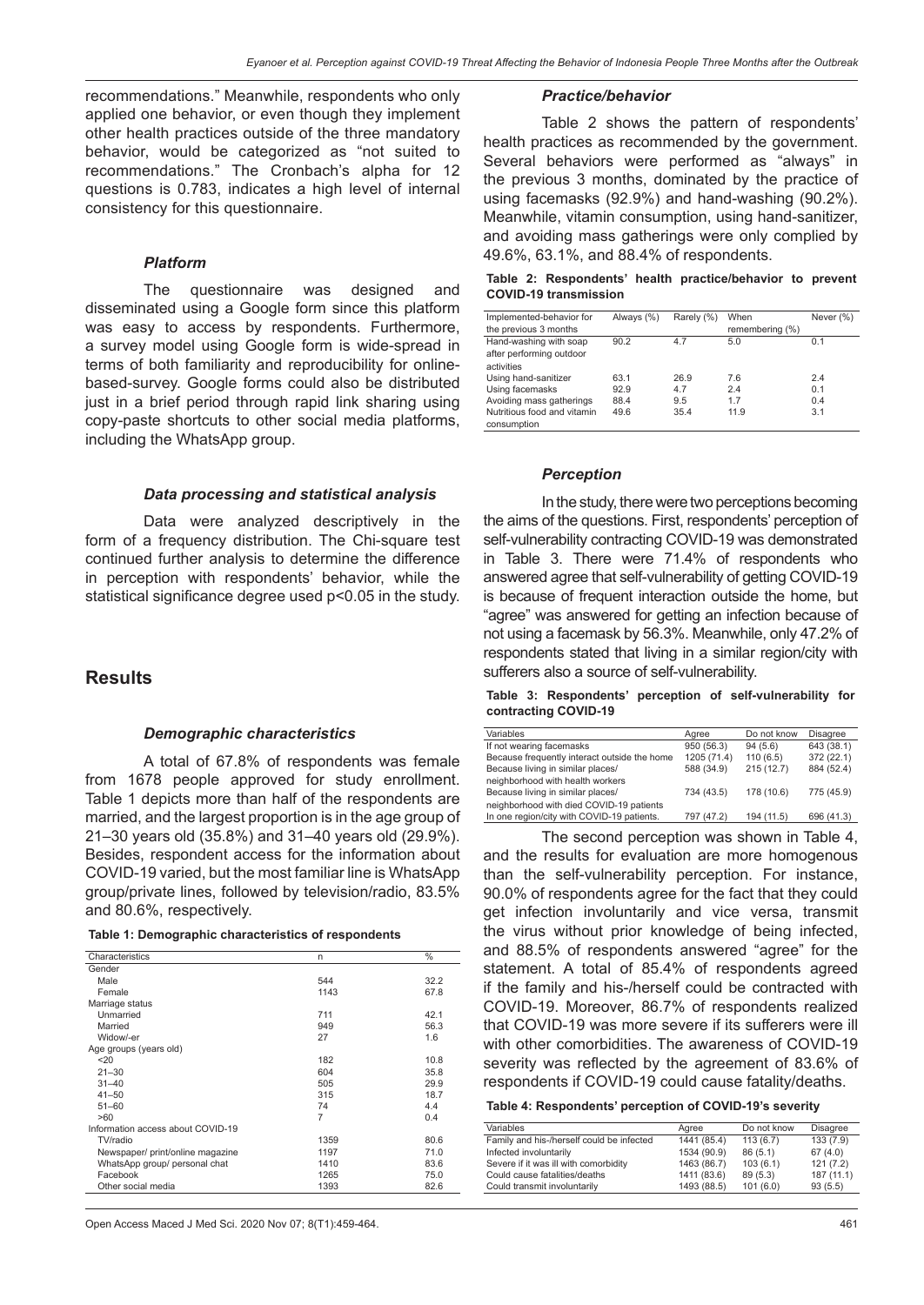recommendations." Meanwhile, respondents who only applied one behavior, or even though they implement other health practices outside of the three mandatory behavior, would be categorized as "not suited to recommendations." The Cronbach's alpha for 12 questions is 0.783, indicates a high level of internal consistency for this questionnaire.

### *Platform*

The questionnaire was designed and disseminated using a Google form since this platform was easy to access by respondents. Furthermore, a survey model using Google form is wide-spread in terms of both familiarity and reproducibility for online-based-survey. Google forms could also be distributed just in a brief period through rapid link sharing using copy-paste shortcuts to other social media platforms, including the WhatsApp group.

### *Data processing and statistical analysis*

Data were analyzed descriptively in the form of a frequency distribution. The Chi-square test continued further analysis to determine the difference in perception with respondents' behavior, while the statistical significance degree used $p<0.05$ in the study.

## Results

### *Demographic characteristics*

A total of 67.8% of respondents was female from 1678 people approved for study enrollment. Table 1 depicts more than half of the respondents are married, and the largest proportion is in the age group of 21–30 years old (35.8%) and 31–40 years old (29.9%). Besides, respondent access for the information about COVID-19 varied, but the most familiar line is WhatsApp group/private lines, followed by television/radio, 83.5% and 80.6%, respectively.

**Table 1: Demographic characteristics of respondents**

| Characteristics | n | % |
|---|---|---|
| Gender | | |
| Male | 544 | 32.2 |
| Female | 1143 | 67.8 |
| Marriage status | | |
| Unmarried | 711 | 42.1 |
| Married | 949 | 56.3 |
| Widow/-er | 27 | 1.6 |
| Age groups (years old) | | |
| <20 | 182 | 10.8 |
| 21–30 | 604 | 35.8 |
| 31–40 | 505 | 29.9 |
| 41–50 | 315 | 18.7 |
| 51–60 | 74 | 4.4 |
| >60 | 7 | 0.4 |
| Information access about COVID-19 | | |
| TV/radio | 1359 | 80.6 |
| Newspaper/ print/online magazine | 1197 | 71.0 |
| WhatsApp group/ personal chat | 1410 | 83.6 |
| Facebook | 1265 | 75.0 |
| Other social media | 1393 | 82.6 |

### *Practice/behavior*

Table 2 shows the pattern of respondents' health practices as recommended by the government. Several behaviors were performed as "always" in the previous 3 months, dominated by the practice of using facemasks (92.9%) and hand-washing (90.2%). Meanwhile, vitamin consumption, using hand-sanitizer, and avoiding mass gatherings were only complied by 49.6%, 63.1%, and 88.4% of respondents.

**Table 2: Respondents' health practice/behavior to prevent COVID-19 transmission**

| Implemented-behavior for the previous 3 months | Always (%) | Rarely (%) | When remembering (%) | Never (%) |
|---|---|---|---|---|
| Hand-washing with soap after performing outdoor activities | 90.2 | 4.7 | 5.0 | 0.1 |
| Using hand-sanitizer | 63.1 | 26.9 | 7.6 | 2.4 |
| Using facemasks | 92.9 | 4.7 | 2.4 | 0.1 |
| Avoiding mass gatherings | 88.4 | 9.5 | 1.7 | 0.4 |
| Nutritious food and vitamin consumption | 49.6 | 35.4 | 11.9 | 3.1 |

### *Perception*

In the study, there were two perceptions becoming the aims of the questions. First, respondents' perception of self-vulnerability contracting COVID-19 was demonstrated in Table 3. There were 71.4% of respondents who answered agree that self-vulnerability of getting COVID-19 is because of frequent interaction outside the home, but "agree" was answered for getting an infection because of not using a facemask by 56.3%. Meanwhile, only 47.2% of respondents stated that living in a similar region/city with sufferers also a source of self-vulnerability.

**Table 3: Respondents' perception of self-vulnerability for contracting COVID-19**

| Variables | Agree | Do not know | Disagree |
|---|---|---|---|
| If not wearing facemasks | 950 (56.3) | 94 (5.6) | 643 (38.1) |
| Because frequently interact outside the home | 1205 (71.4) | 110 (6.5) | 372 (22.1) |
| Because living in similar places/ neighborhood with health workers | 588 (34.9) | 215 (12.7) | 884 (52.4) |
| Because living in similar places/ neighborhood with died COVID-19 patients | 734 (43.5) | 178 (10.6) | 775 (45.9) |
| In one region/city with COVID-19 patients. | 797 (47.2) | 194 (11.5) | 696 (41.3) |

The second perception was shown in Table 4, and the results for evaluation are more homogenous than the self-vulnerability perception. For instance, 90.0% of respondents agree for the fact that they could get infection involuntarily and vice versa, transmit the virus without prior knowledge of being infected, and 88.5% of respondents answered "agree" for the statement. A total of 85.4% of respondents agreed if the family and his-/herself could be contracted with COVID-19. Moreover, 86.7% of respondents realized that COVID-19 was more severe if its sufferers were ill with other comorbidities. The awareness of COVID-19 severity was reflected by the agreement of 83.6% of respondents if COVID-19 could cause fatality/deaths.

**Table 4: Respondents' perception of COVID-19's severity**

| Variables | Agree | Do not know | Disagree |
|---|---|---|---|
| Family and his-/herself could be infected | 1441 (85.4) | 113 (6.7) | 133 (7.9) |
| Infected involuntarily | 1534 (90.9) | 86 (5.1) | 67 (4.0) |
| Severe if it was ill with comorbidity | 1463 (86.7) | 103 (6.1) | 121 (7.2) |
| Could cause fatalities/deaths | 1411 (83.6) | 89 (5.3) | 187 (11.1) |
| Could transmit involuntarily | 1493 (88.5) | 101 (6.0) | 93 (5.5) |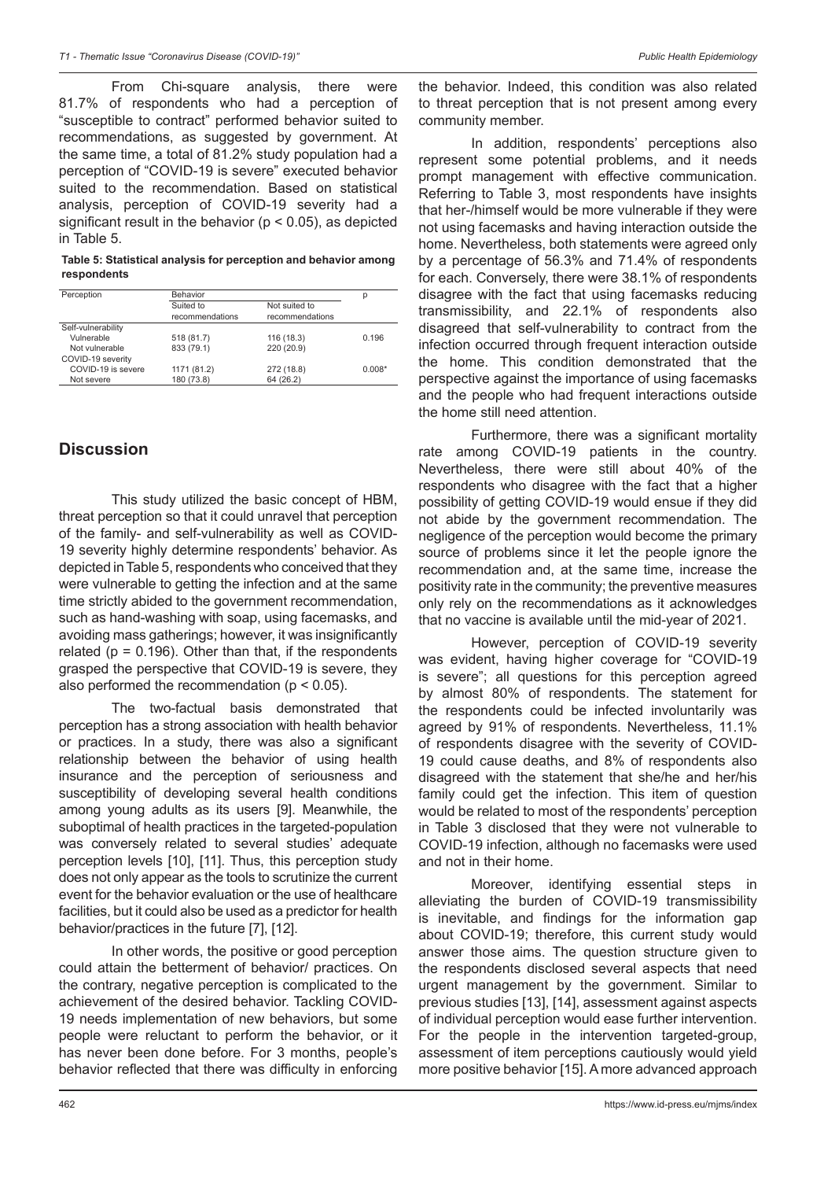From Chi-square analysis, there were 81.7% of respondents who had a perception of "susceptible to contract" performed behavior suited to recommendations, as suggested by government. At the same time, a total of 81.2% study population had a perception of "COVID-19 is severe" executed behavior suited to the recommendation. Based on statistical analysis, perception of COVID-19 severity had a significant result in the behavior ($p < 0.05$), as depicted in Table 5.

**Table 5: Statistical analysis for perception and behavior among respondents**

| Perception | Behavior | | p |
|---|---|---|---|
| | Suited to recommendations | Not suited to recommendations | |
| Self-vulnerability | | | |
| Vulnerable | 518 (81.7) | 116 (18.3) | 0.196 |
| Not vulnerable | 833 (79.1) | 220 (20.9) | |
| COVID-19 severity | | | |
| COVID-19 is severe | 1171 (81.2) | 272 (18.8) | 0.008* |
| Not severe | 180 (73.8) | 64 (26.2) | |

## Discussion

This study utilized the basic concept of HBM, threat perception so that it could unravel that perception of the family- and self-vulnerability as well as COVID-19 severity highly determine respondents' behavior. As depicted in Table 5, respondents who conceived that they were vulnerable to getting the infection and at the same time strictly abided to the government recommendation, such as hand-washing with soap, using facemasks, and avoiding mass gatherings; however, it was insignificantly related ($p = 0.196$). Other than that, if the respondents grasped the perspective that COVID-19 is severe, they also performed the recommendation ($p < 0.05$).

The two-factual basis demonstrated that perception has a strong association with health behavior or practices. In a study, there was also a significant relationship between the behavior of using health insurance and the perception of seriousness and susceptibility of developing several health conditions among young adults as its users [9]. Meanwhile, the suboptimal of health practices in the targeted-population was conversely related to several studies' adequate perception levels [10], [11]. Thus, this perception study does not only appear as the tools to scrutinize the current event for the behavior evaluation or the use of healthcare facilities, but it could also be used as a predictor for health behavior/practices in the future [7], [12].

In other words, the positive or good perception could attain the betterment of behavior/ practices. On the contrary, negative perception is complicated to the achievement of the desired behavior. Tackling COVID-19 needs implementation of new behaviors, but some people were reluctant to perform the behavior, or it has never been done before. For 3 months, people's behavior reflected that there was difficulty in enforcing the behavior. Indeed, this condition was also related to threat perception that is not present among every community member.

In addition, respondents' perceptions also represent some potential problems, and it needs prompt management with effective communication. Referring to Table 3, most respondents have insights that her-/himself would be more vulnerable if they were not using facemasks and having interaction outside the home. Nevertheless, both statements were agreed only by a percentage of 56.3% and 71.4% of respondents for each. Conversely, there were 38.1% of respondents disagree with the fact that using facemasks reducing transmissibility, and 22.1% of respondents also disagreed that self-vulnerability to contract from the infection occurred through frequent interaction outside the home. This condition demonstrated that the perspective against the importance of using facemasks and the people who had frequent interactions outside the home still need attention.

Furthermore, there was a significant mortality rate among COVID-19 patients in the country. Nevertheless, there were still about 40% of the respondents who disagree with the fact that a higher possibility of getting COVID-19 would ensue if they did not abide by the government recommendation. The negligence of the perception would become the primary source of problems since it let the people ignore the recommendation and, at the same time, increase the positivity rate in the community; the preventive measures only rely on the recommendations as it acknowledges that no vaccine is available until the mid-year of 2021.

However, perception of COVID-19 severity was evident, having higher coverage for "COVID-19 is severe"; all questions for this perception agreed by almost 80% of respondents. The statement for the respondents could be infected involuntarily was agreed by 91% of respondents. Nevertheless, 11.1% of respondents disagree with the severity of COVID-19 could cause deaths, and 8% of respondents also disagreed with the statement that she/he and her/his family could get the infection. This item of question would be related to most of the respondents' perception in Table 3 disclosed that they were not vulnerable to COVID-19 infection, although no facemasks were used and not in their home.

Moreover, identifying essential steps in alleviating the burden of COVID-19 transmissibility is inevitable, and findings for the information gap about COVID-19; therefore, this current study would answer those aims. The question structure given to the respondents disclosed several aspects that need urgent management by the government. Similar to previous studies [13], [14], assessment against aspects of individual perception would ease further intervention. For the people in the intervention targeted-group, assessment of item perceptions cautiously would yield more positive behavior [15]. A more advanced approach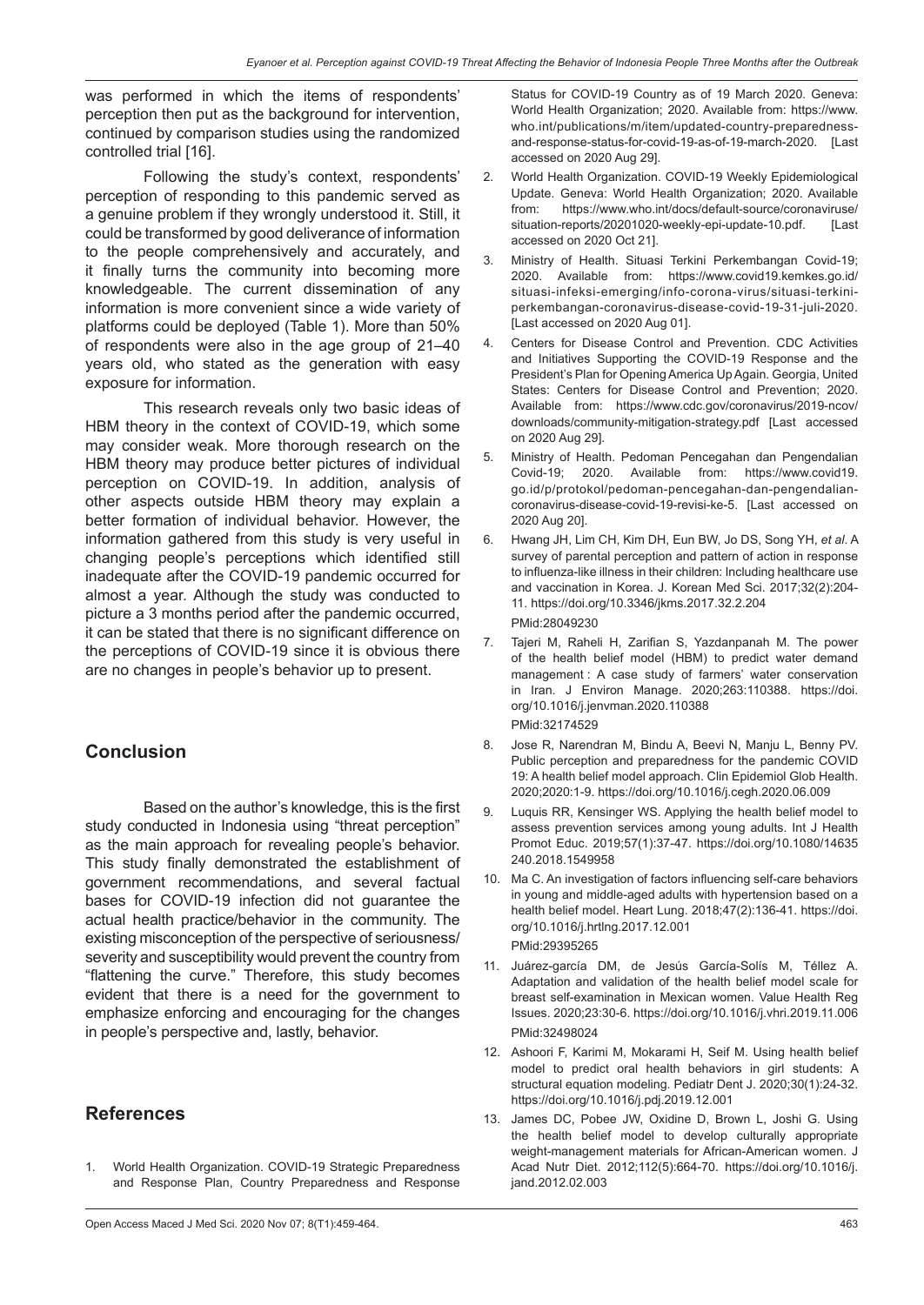was performed in which the items of respondents' perception then put as the background for intervention, continued by comparison studies using the randomized controlled trial [16].

Following the study's context, respondents' perception of responding to this pandemic served as a genuine problem if they wrongly understood it. Still, it could be transformed by good deliverance of information to the people comprehensively and accurately, and it finally turns the community into becoming more knowledgeable. The current dissemination of any information is more convenient since a wide variety of platforms could be deployed (Table 1). More than 50% of respondents were also in the age group of 21–40 years old, who stated as the generation with easy exposure for information.

This research reveals only two basic ideas of HBM theory in the context of COVID-19, which some may consider weak. More thorough research on the HBM theory may produce better pictures of individual perception on COVID-19. In addition, analysis of other aspects outside HBM theory may explain a better formation of individual behavior. However, the information gathered from this study is very useful in changing people's perceptions which identified still inadequate after the COVID-19 pandemic occurred for almost a year. Although the study was conducted to picture a 3 months period after the pandemic occurred, it can be stated that there is no significant difference on the perceptions of COVID-19 since it is obvious there are no changes in people's behavior up to present.

## Conclusion

Based on the author's knowledge, this is the first study conducted in Indonesia using "threat perception" as the main approach for revealing people's behavior. This study finally demonstrated the establishment of government recommendations, and several factual bases for COVID-19 infection did not guarantee the actual health practice/behavior in the community. The existing misconception of the perspective of seriousness/severity and susceptibility would prevent the country from "flattening the curve." Therefore, this study becomes evident that there is a need for the government to emphasize enforcing and encouraging for the changes in people's perspective and, lastly, behavior.

## References

1. World Health Organization. COVID-19 Strategic Preparedness and Response Plan, Country Preparedness and Response Status for COVID-19 Country as of 19 March 2020. Geneva: World Health Organization; 2020. Available from: https://www.who.int/publications/m/item/updated-country-preparedness-and-response-status-for-covid-19-as-of-19-march-2020. [Last accessed on 2020 Aug 29].
2. World Health Organization. COVID-19 Weekly Epidemiological Update. Geneva: World Health Organization; 2020. Available from: https://www.who.int/docs/default-source/coronaviruse/situation-reports/20201020-weekly-epi-update-10.pdf. [Last accessed on 2020 Oct 21].
3. Ministry of Health. Situasi Terkini Perkembangan Covid-19; 2020. Available from: https://www.covid19.kemkes.go.id/situasi-infeksi-emerging/info-corona-virus/situasi-terkini-perkembangan-coronavirus-disease-covid-19-31-juli-2020. [Last accessed on 2020 Aug 01].
4. Centers for Disease Control and Prevention. CDC Activities and Initiatives Supporting the COVID-19 Response and the President's Plan for Opening America Up Again. Georgia, United States: Centers for Disease Control and Prevention; 2020. Available from: https://www.cdc.gov/coronavirus/2019-ncov/downloads/community-mitigation-strategy.pdf [Last accessed on 2020 Aug 29].
5. Ministry of Health. Pedoman Pencegahan dan Pengendalian Covid-19; 2020. Available from: https://www.covid19.go.id/p/protokol/pedoman-pencegahan-dan-pengendalian-coronavirus-disease-covid-19-revisi-ke-5. [Last accessed on 2020 Aug 20].
6. Hwang JH, Lim CH, Kim DH, Eun BW, Jo DS, Song YH, *et al*. A survey of parental perception and pattern of action in response to influenza-like illness in their children: Including healthcare use and vaccination in Korea. J. Korean Med Sci. 2017;32(2):204-11. https://doi.org/10.3346/jkms.2017.32.2.204 PMid:28049230
7. Tajeri M, Raheli H, Zarifian S, Yazdanpanah M. The power of the health belief model (HBM) to predict water demand management : A case study of farmers' water conservation in Iran. J Environ Manage. 2020;263:110388. https://doi.org/10.1016/j.jenvman.2020.110388 PMid:32174529
8. Jose R, Narendran M, Bindu A, Beevi N, Manju L, Benny PV. Public perception and preparedness for the pandemic COVID 19: A health belief model approach. Clin Epidemiol Glob Health. 2020;2020:1-9. https://doi.org/10.1016/j.cegh.2020.06.009
9. Luquis RR, Kensinger WS. Applying the health belief model to assess prevention services among young adults. Int J Health Promot Educ. 2019;57(1):37-47. https://doi.org/10.1080/14635240.2018.1549958
10. Ma C. An investigation of factors influencing self-care behaviors in young and middle-aged adults with hypertension based on a health belief model. Heart Lung. 2018;47(2):136-41. https://doi.org/10.1016/j.hrtlng.2017.12.001 PMid:29395265
11. Juárez-garcía DM, de Jesús García-Solís M, Téllez A. Adaptation and validation of the health belief model scale for breast self-examination in Mexican women. Value Health Reg Issues. 2020;23:30-6. https://doi.org/10.1016/j.vhri.2019.11.006 PMid:32498024
12. Ashoori F, Karimi M, Mokarami H, Seif M. Using health belief model to predict oral health behaviors in girl students: A structural equation modeling. Pediatr Dent J. 2020;30(1):24-32. https://doi.org/10.1016/j.pdj.2019.12.001
13. James DC, Pobee JW, Oxidine D, Brown L, Joshi G. Using the health belief model to develop culturally appropriate weight-management materials for African-American women. J Acad Nutr Diet. 2012;112(5):664-70. https://doi.org/10.1016/j.jand.2012.02.003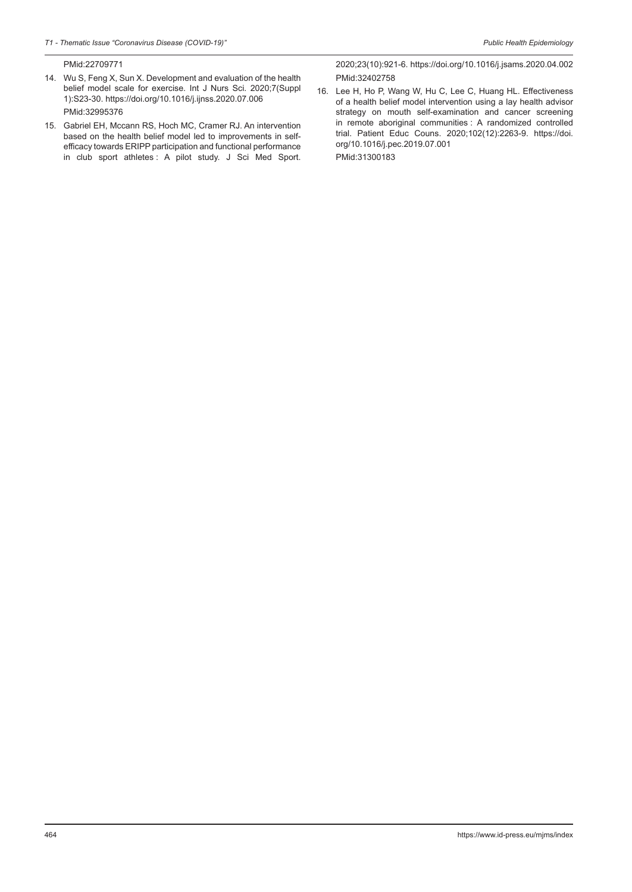PMid:22709771

14. Wu S, Feng X, Sun X. Development and evaluation of the health belief model scale for exercise. Int J Nurs Sci. 2020;7(Suppl 1):S23-30. https://doi.org/10.1016/j.ijnss.2020.07.006
PMid:32995376

15. Gabriel EH, Mccann RS, Hoch MC, Cramer RJ. An intervention based on the health belief model led to improvements in self-efficacy towards ERIPP participation and functional performance in club sport athletes : A pilot study. J Sci Med Sport. 2020;23(10):921-6. https://doi.org/10.1016/j.jsams.2020.04.002
PMid:32402758

16. Lee H, Ho P, Wang W, Hu C, Lee C, Huang HL. Effectiveness of a health belief model intervention using a lay health advisor strategy on mouth self-examination and cancer screening in remote aboriginal communities : A randomized controlled trial. Patient Educ Couns. 2020;102(12):2263-9. https://doi.org/10.1016/j.pec.2019.07.001
PMid:31300183